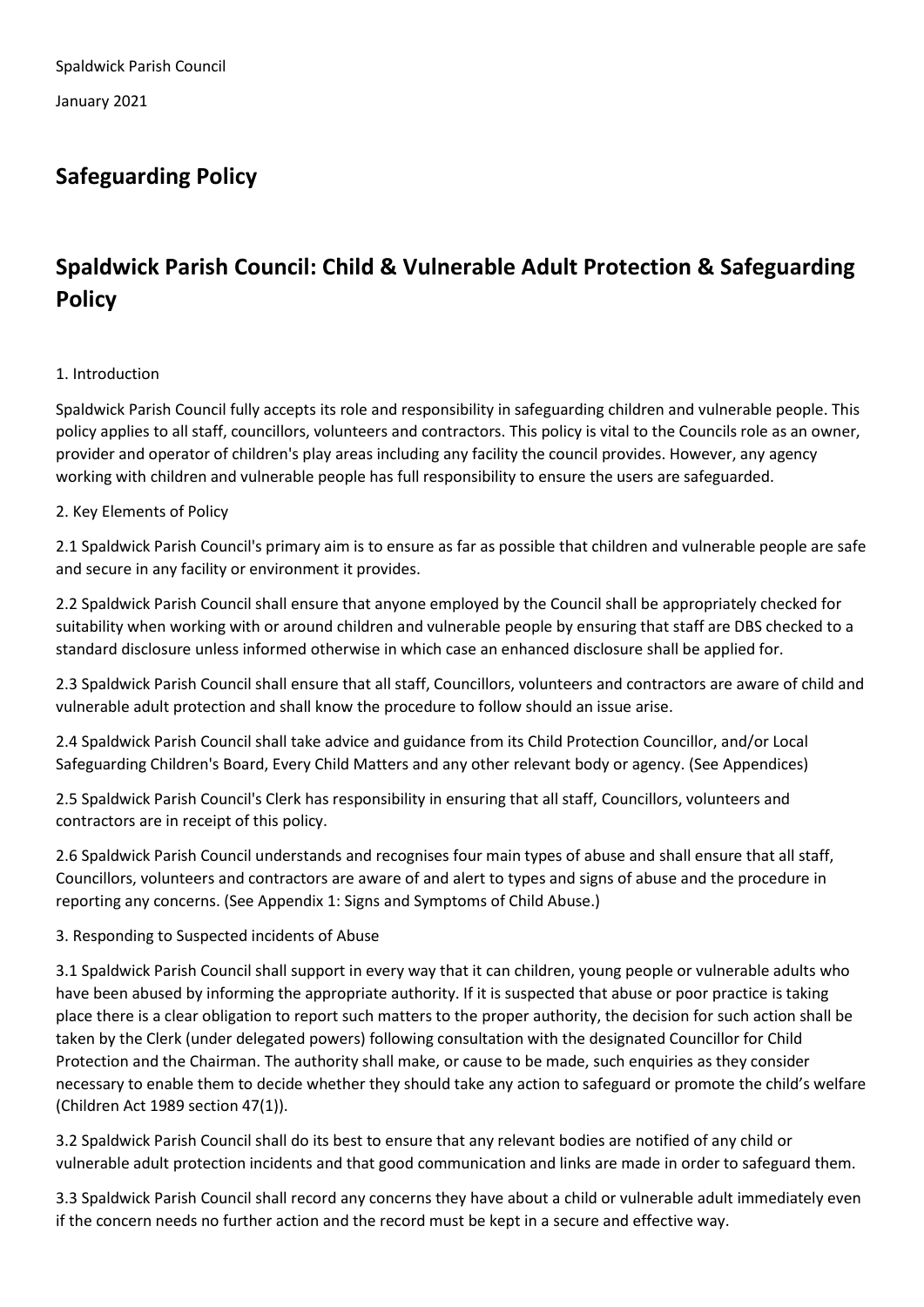Spaldwick Parish Council

January 2021

## Safeguarding Policy

## Spaldwick Parish Council: Child & Vulnerable Adult Protection & Safeguarding Policy

1. Introduction

Spaldwick Parish Council fully accepts its role and responsibility in safeguarding children and vulnerable people. This policy applies to all staff, councillors, volunteers and contractors. This policy is vital to the Councils role as an owner, provider and operator of children's play areas including any facility the council provides. However, any agency working with children and vulnerable people has full responsibility to ensure the users are safeguarded.

2. Key Elements of Policy

2.1 Spaldwick Parish Council's primary aim is to ensure as far as possible that children and vulnerable people are safe and secure in any facility or environment it provides.

2.2 Spaldwick Parish Council shall ensure that anyone employed by the Council shall be appropriately checked for suitability when working with or around children and vulnerable people by ensuring that staff are DBS checked to a standard disclosure unless informed otherwise in which case an enhanced disclosure shall be applied for.

2.3 Spaldwick Parish Council shall ensure that all staff, Councillors, volunteers and contractors are aware of child and vulnerable adult protection and shall know the procedure to follow should an issue arise.

2.4 Spaldwick Parish Council shall take advice and guidance from its Child Protection Councillor, and/or Local Safeguarding Children's Board, Every Child Matters and any other relevant body or agency. (See Appendices)

2.5 Spaldwick Parish Council's Clerk has responsibility in ensuring that all staff, Councillors, volunteers and contractors are in receipt of this policy.

2.6 Spaldwick Parish Council understands and recognises four main types of abuse and shall ensure that all staff, Councillors, volunteers and contractors are aware of and alert to types and signs of abuse and the procedure in reporting any concerns. (See Appendix 1: Signs and Symptoms of Child Abuse.)

3. Responding to Suspected incidents of Abuse

3.1 Spaldwick Parish Council shall support in every way that it can children, young people or vulnerable adults who have been abused by informing the appropriate authority. If it is suspected that abuse or poor practice is taking place there is a clear obligation to report such matters to the proper authority, the decision for such action shall be taken by the Clerk (under delegated powers) following consultation with the designated Councillor for Child Protection and the Chairman. The authority shall make, or cause to be made, such enquiries as they consider necessary to enable them to decide whether they should take any action to safeguard or promote the child's welfare (Children Act 1989 section 47(1)).

3.2 Spaldwick Parish Council shall do its best to ensure that any relevant bodies are notified of any child or vulnerable adult protection incidents and that good communication and links are made in order to safeguard them.

3.3 Spaldwick Parish Council shall record any concerns they have about a child or vulnerable adult immediately even if the concern needs no further action and the record must be kept in a secure and effective way.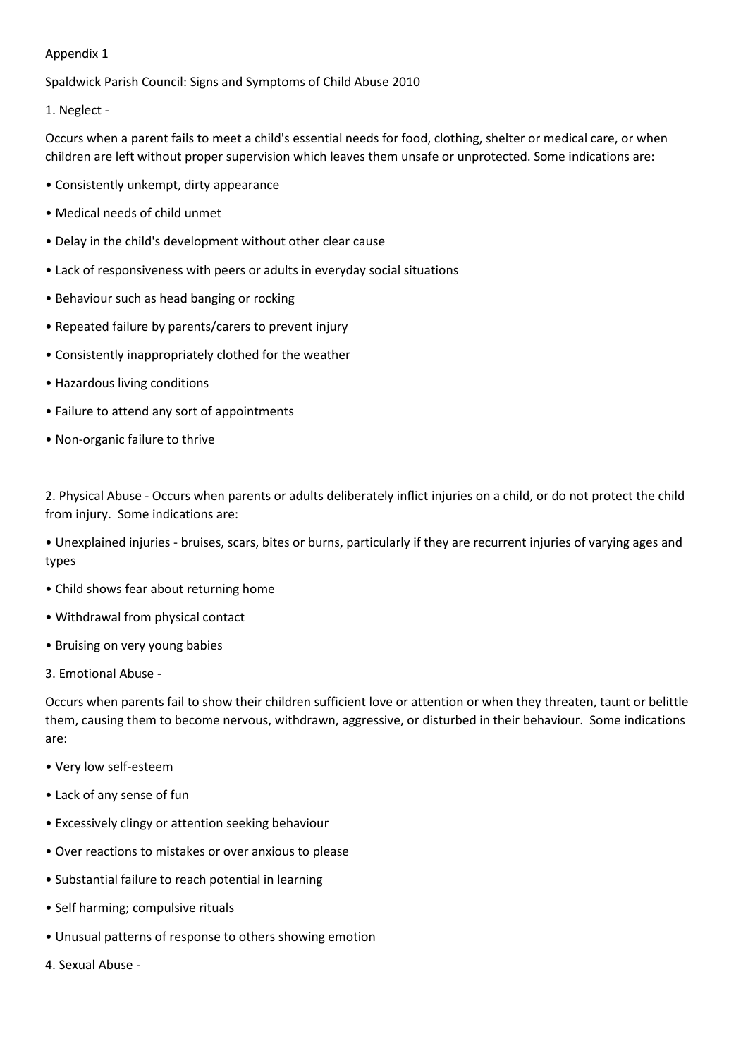Appendix 1

Spaldwick Parish Council: Signs and Symptoms of Child Abuse 2010

1. Neglect -

Occurs when a parent fails to meet a child's essential needs for food, clothing, shelter or medical care, or when children are left without proper supervision which leaves them unsafe or unprotected. Some indications are:

- Consistently unkempt, dirty appearance
- Medical needs of child unmet
- Delay in the child's development without other clear cause
- Lack of responsiveness with peers or adults in everyday social situations
- Behaviour such as head banging or rocking
- Repeated failure by parents/carers to prevent injury
- Consistently inappropriately clothed for the weather
- Hazardous living conditions
- Failure to attend any sort of appointments
- Non-organic failure to thrive

2. Physical Abuse - Occurs when parents or adults deliberately inflict injuries on a child, or do not protect the child from injury. Some indications are:

- Unexplained injuries - bruises, scars, bites or burns, particularly if they are recurrent injuries of varying ages and types
- Child shows fear about returning home
- Withdrawal from physical contact
- Bruising on very young babies

3. Emotional Abuse -

Occurs when parents fail to show their children sufficient love or attention or when they threaten, taunt or belittle them, causing them to become nervous, withdrawn, aggressive, or disturbed in their behaviour. Some indications are:

- Very low self-esteem
- Lack of any sense of fun
- Excessively clingy or attention seeking behaviour
- Over reactions to mistakes or over anxious to please
- Substantial failure to reach potential in learning
- Self harming; compulsive rituals
- Unusual patterns of response to others showing emotion

4. Sexual Abuse -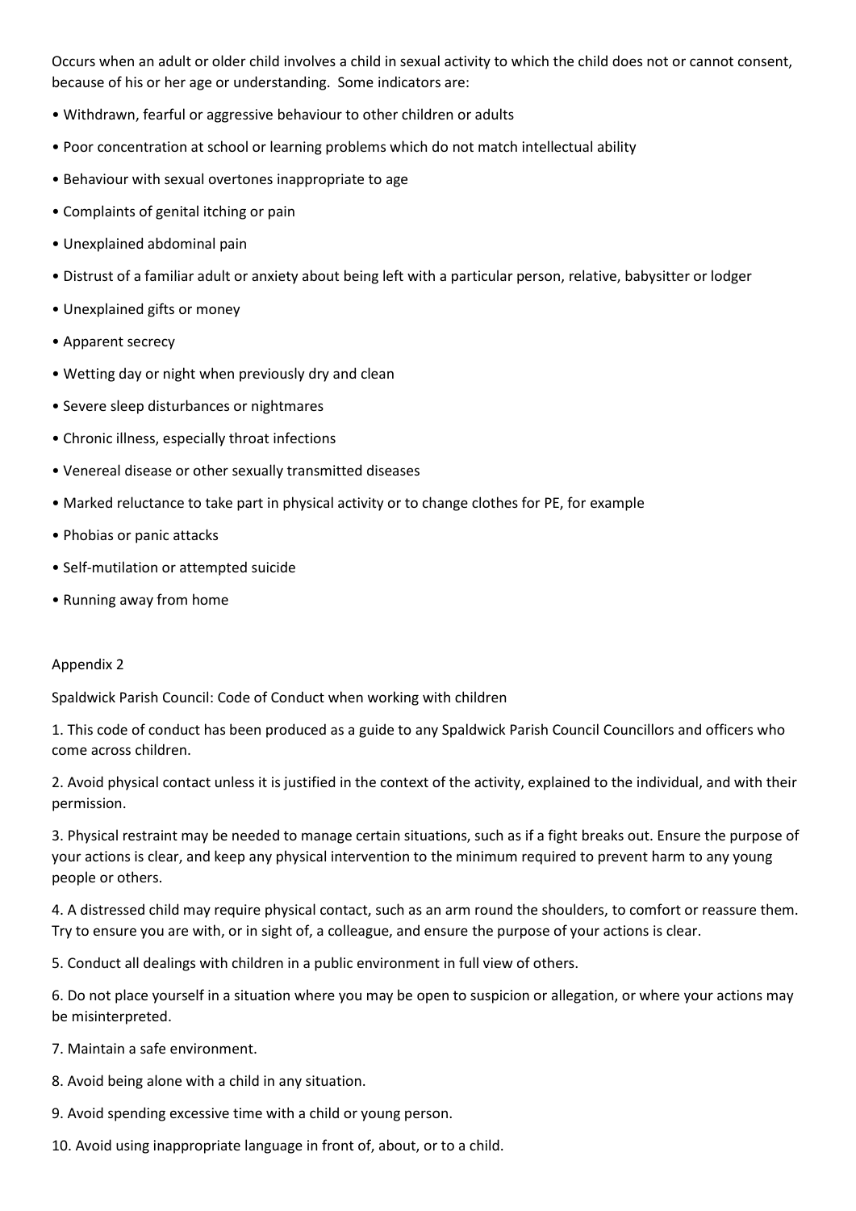Occurs when an adult or older child involves a child in sexual activity to which the child does not or cannot consent, because of his or her age or understanding. Some indicators are:

- Withdrawn, fearful or aggressive behaviour to other children or adults
- Poor concentration at school or learning problems which do not match intellectual ability
- Behaviour with sexual overtones inappropriate to age
- Complaints of genital itching or pain
- Unexplained abdominal pain
- Distrust of a familiar adult or anxiety about being left with a particular person, relative, babysitter or lodger
- Unexplained gifts or money
- Apparent secrecy
- Wetting day or night when previously dry and clean
- Severe sleep disturbances or nightmares
- Chronic illness, especially throat infections
- Venereal disease or other sexually transmitted diseases
- Marked reluctance to take part in physical activity or to change clothes for PE, for example
- Phobias or panic attacks
- Self-mutilation or attempted suicide
- Running away from home

Appendix 2

Spaldwick Parish Council: Code of Conduct when working with children

1. This code of conduct has been produced as a guide to any Spaldwick Parish Council Councillors and officers who come across children.

2. Avoid physical contact unless it is justified in the context of the activity, explained to the individual, and with their permission.

3. Physical restraint may be needed to manage certain situations, such as if a fight breaks out. Ensure the purpose of your actions is clear, and keep any physical intervention to the minimum required to prevent harm to any young people or others.

4. A distressed child may require physical contact, such as an arm round the shoulders, to comfort or reassure them. Try to ensure you are with, or in sight of, a colleague, and ensure the purpose of your actions is clear.

5. Conduct all dealings with children in a public environment in full view of others.

6. Do not place yourself in a situation where you may be open to suspicion or allegation, or where your actions may be misinterpreted.

7. Maintain a safe environment.

8. Avoid being alone with a child in any situation.

9. Avoid spending excessive time with a child or young person.

10. Avoid using inappropriate language in front of, about, or to a child.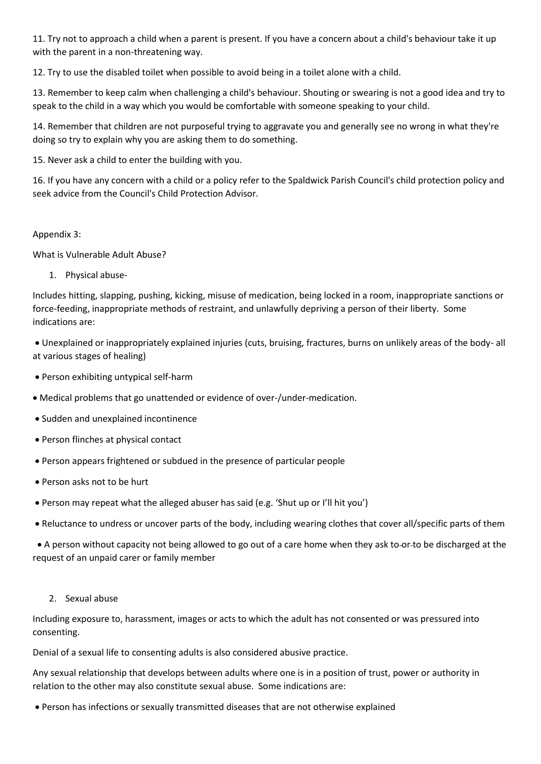11. Try not to approach a child when a parent is present. If you have a concern about a child's behaviour take it up with the parent in a non-threatening way.

12. Try to use the disabled toilet when possible to avoid being in a toilet alone with a child.

13. Remember to keep calm when challenging a child's behaviour. Shouting or swearing is not a good idea and try to speak to the child in a way which you would be comfortable with someone speaking to your child.

14. Remember that children are not purposeful trying to aggravate you and generally see no wrong in what they're doing so try to explain why you are asking them to do something.

15. Never ask a child to enter the building with you.

16. If you have any concern with a child or a policy refer to the Spaldwick Parish Council's child protection policy and seek advice from the Council's Child Protection Advisor.

Appendix 3:

What is Vulnerable Adult Abuse?

1. Physical abuse-

Includes hitting, slapping, pushing, kicking, misuse of medication, being locked in a room, inappropriate sanctions or force-feeding, inappropriate methods of restraint, and unlawfully depriving a person of their liberty. Some indications are:

- Unexplained or inappropriately explained injuries (cuts, bruising, fractures, burns on unlikely areas of the body- all at various stages of healing)
- Person exhibiting untypical self-harm
- Medical problems that go unattended or evidence of over-/under-medication.
- Sudden and unexplained incontinence
- Person flinches at physical contact
- Person appears frightened or subdued in the presence of particular people
- Person asks not to be hurt
- Person may repeat what the alleged abuser has said (e.g. 'Shut up or I'll hit you')
- Reluctance to undress or uncover parts of the body, including wearing clothes that cover all/specific parts of them
- A person without capacity not being allowed to go out of a care home when they ask to ~~or~~ to be discharged at the request of an unpaid carer or family member

2. Sexual abuse

Including exposure to, harassment, images or acts to which the adult has not consented or was pressured into consenting.

Denial of a sexual life to consenting adults is also considered abusive practice.

Any sexual relationship that develops between adults where one is in a position of trust, power or authority in relation to the other may also constitute sexual abuse. Some indications are:

- Person has infections or sexually transmitted diseases that are not otherwise explained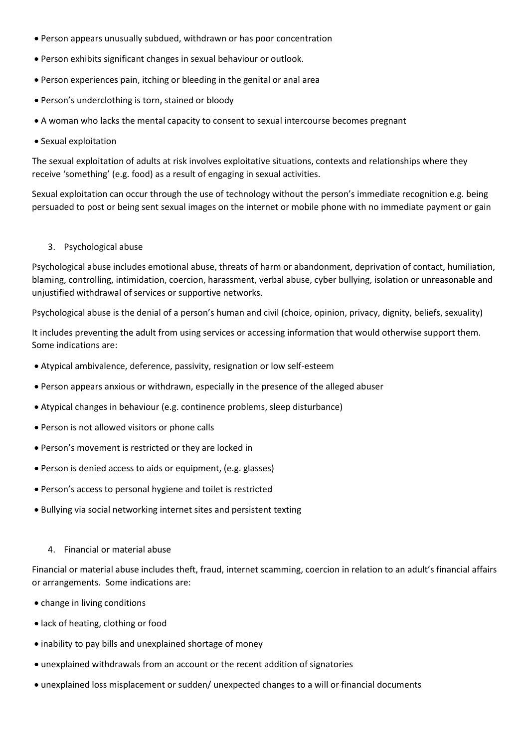- Person appears unusually subdued, withdrawn or has poor concentration
- Person exhibits significant changes in sexual behaviour or outlook.
- Person experiences pain, itching or bleeding in the genital or anal area
- Person's underclothing is torn, stained or bloody
- A woman who lacks the mental capacity to consent to sexual intercourse becomes pregnant
- Sexual exploitation

The sexual exploitation of adults at risk involves exploitative situations, contexts and relationships where they receive 'something' (e.g. food) as a result of engaging in sexual activities.

Sexual exploitation can occur through the use of technology without the person's immediate recognition e.g. being persuaded to post or being sent sexual images on the internet or mobile phone with no immediate payment or gain

3. Psychological abuse

Psychological abuse includes emotional abuse, threats of harm or abandonment, deprivation of contact, humiliation, blaming, controlling, intimidation, coercion, harassment, verbal abuse, cyber bullying, isolation or unreasonable and unjustified withdrawal of services or supportive networks.

Psychological abuse is the denial of a person's human and civil (choice, opinion, privacy, dignity, beliefs, sexuality)

It includes preventing the adult from using services or accessing information that would otherwise support them. Some indications are:

- Atypical ambivalence, deference, passivity, resignation or low self-esteem
- Person appears anxious or withdrawn, especially in the presence of the alleged abuser
- Atypical changes in behaviour (e.g. continence problems, sleep disturbance)
- Person is not allowed visitors or phone calls
- Person's movement is restricted or they are locked in
- Person is denied access to aids or equipment, (e.g. glasses)
- Person's access to personal hygiene and toilet is restricted
- Bullying via social networking internet sites and persistent texting

4. Financial or material abuse

Financial or material abuse includes theft, fraud, internet scamming, coercion in relation to an adult's financial affairs or arrangements. Some indications are:

- change in living conditions
- lack of heating, clothing or food
- inability to pay bills and unexplained shortage of money
- unexplained withdrawals from an account or the recent addition of signatories
- unexplained loss misplacement or sudden/ unexpected changes to a will or financial documents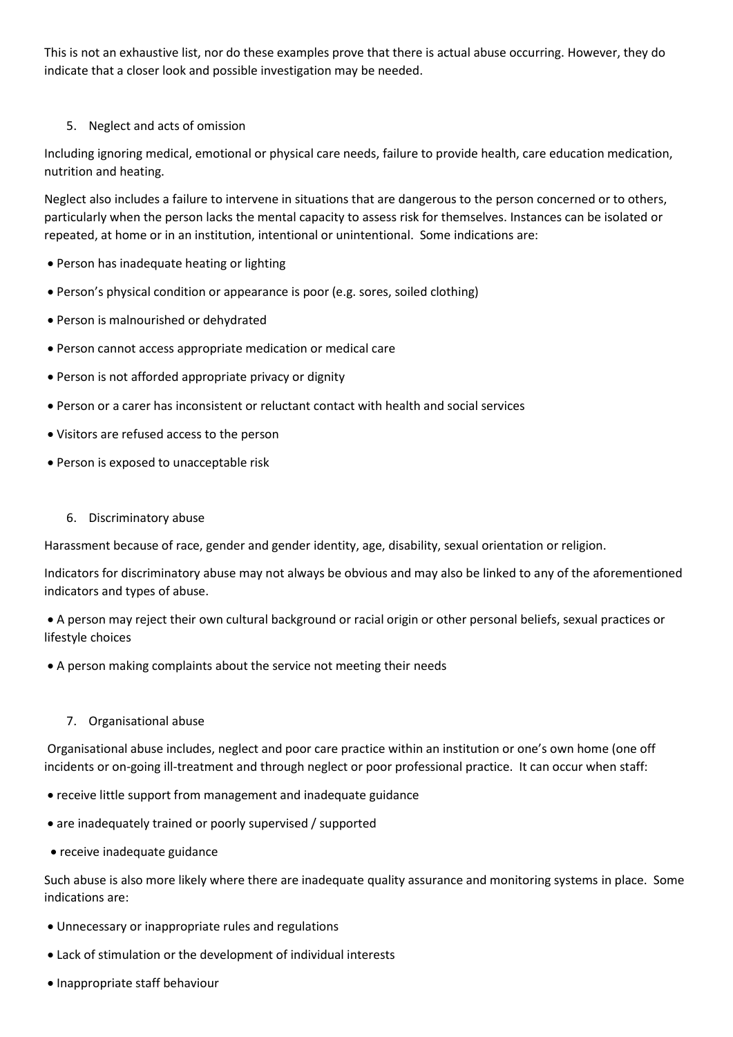This is not an exhaustive list, nor do these examples prove that there is actual abuse occurring. However, they do indicate that a closer look and possible investigation may be needed.

5. Neglect and acts of omission

Including ignoring medical, emotional or physical care needs, failure to provide health, care education medication, nutrition and heating.

Neglect also includes a failure to intervene in situations that are dangerous to the person concerned or to others, particularly when the person lacks the mental capacity to assess risk for themselves. Instances can be isolated or repeated, at home or in an institution, intentional or unintentional. Some indications are:

- Person has inadequate heating or lighting
- Person's physical condition or appearance is poor (e.g. sores, soiled clothing)
- Person is malnourished or dehydrated
- Person cannot access appropriate medication or medical care
- Person is not afforded appropriate privacy or dignity
- Person or a carer has inconsistent or reluctant contact with health and social services
- Visitors are refused access to the person
- Person is exposed to unacceptable risk

6. Discriminatory abuse

Harassment because of race, gender and gender identity, age, disability, sexual orientation or religion.

Indicators for discriminatory abuse may not always be obvious and may also be linked to any of the aforementioned indicators and types of abuse.

- A person may reject their own cultural background or racial origin or other personal beliefs, sexual practices or lifestyle choices
- A person making complaints about the service not meeting their needs

7. Organisational abuse

Organisational abuse includes, neglect and poor care practice within an institution or one's own home (one off incidents or on-going ill-treatment and through neglect or poor professional practice. It can occur when staff:

- receive little support from management and inadequate guidance
- are inadequately trained or poorly supervised / supported
- receive inadequate guidance

Such abuse is also more likely where there are inadequate quality assurance and monitoring systems in place. Some indications are:

- Unnecessary or inappropriate rules and regulations
- Lack of stimulation or the development of individual interests
- Inappropriate staff behaviour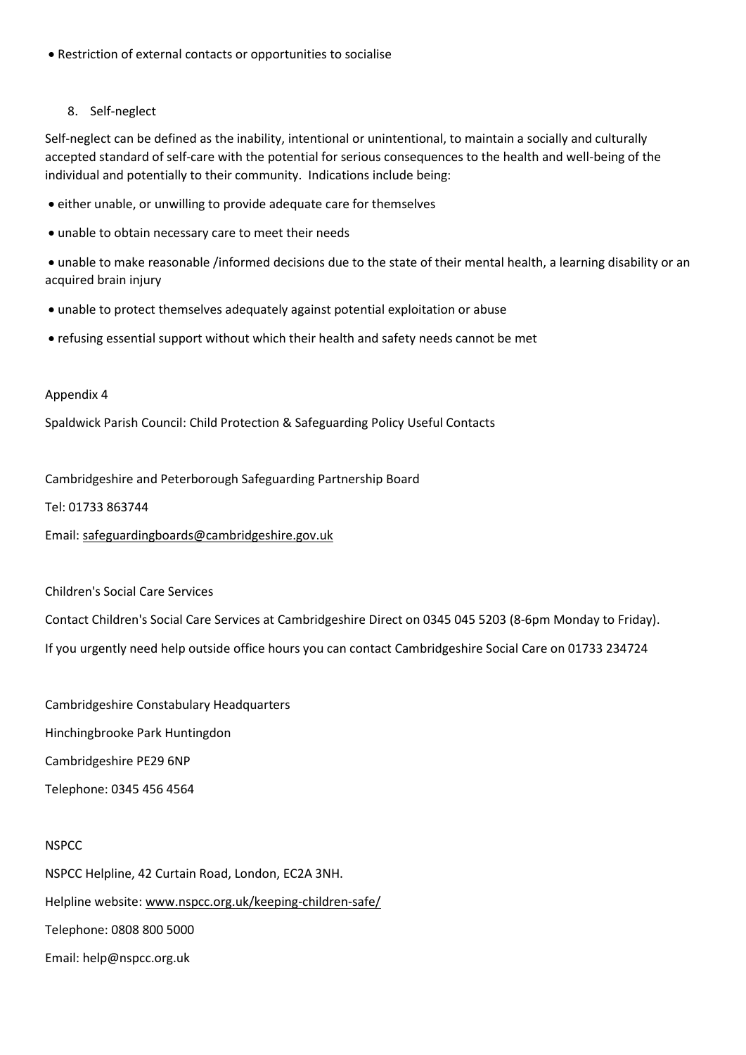- Restriction of external contacts or opportunities to socialise

8. Self-neglect

Self-neglect can be defined as the inability, intentional or unintentional, to maintain a socially and culturally accepted standard of self-care with the potential for serious consequences to the health and well-being of the individual and potentially to their community. Indications include being:

- either unable, or unwilling to provide adequate care for themselves
- unable to obtain necessary care to meet their needs
- unable to make reasonable /informed decisions due to the state of their mental health, a learning disability or an acquired brain injury
- unable to protect themselves adequately against potential exploitation or abuse
- refusing essential support without which their health and safety needs cannot be met

Appendix 4

Spaldwick Parish Council: Child Protection & Safeguarding Policy Useful Contacts

Cambridgeshire and Peterborough Safeguarding Partnership Board

Tel: 01733 863744

Email: safeguardingboards@cambridgeshire.gov.uk

Children's Social Care Services

Contact Children's Social Care Services at Cambridgeshire Direct on 0345 045 5203 (8-6pm Monday to Friday).

If you urgently need help outside office hours you can contact Cambridgeshire Social Care on 01733 234724

Cambridgeshire Constabulary Headquarters

Hinchingbrooke Park Huntingdon

Cambridgeshire PE29 6NP

Telephone: 0345 456 4564

NSPCC

NSPCC Helpline, 42 Curtain Road, London, EC2A 3NH.

Helpline website: www.nspcc.org.uk/keeping-children-safe/

Telephone: 0808 800 5000

Email: help@nspcc.org.uk